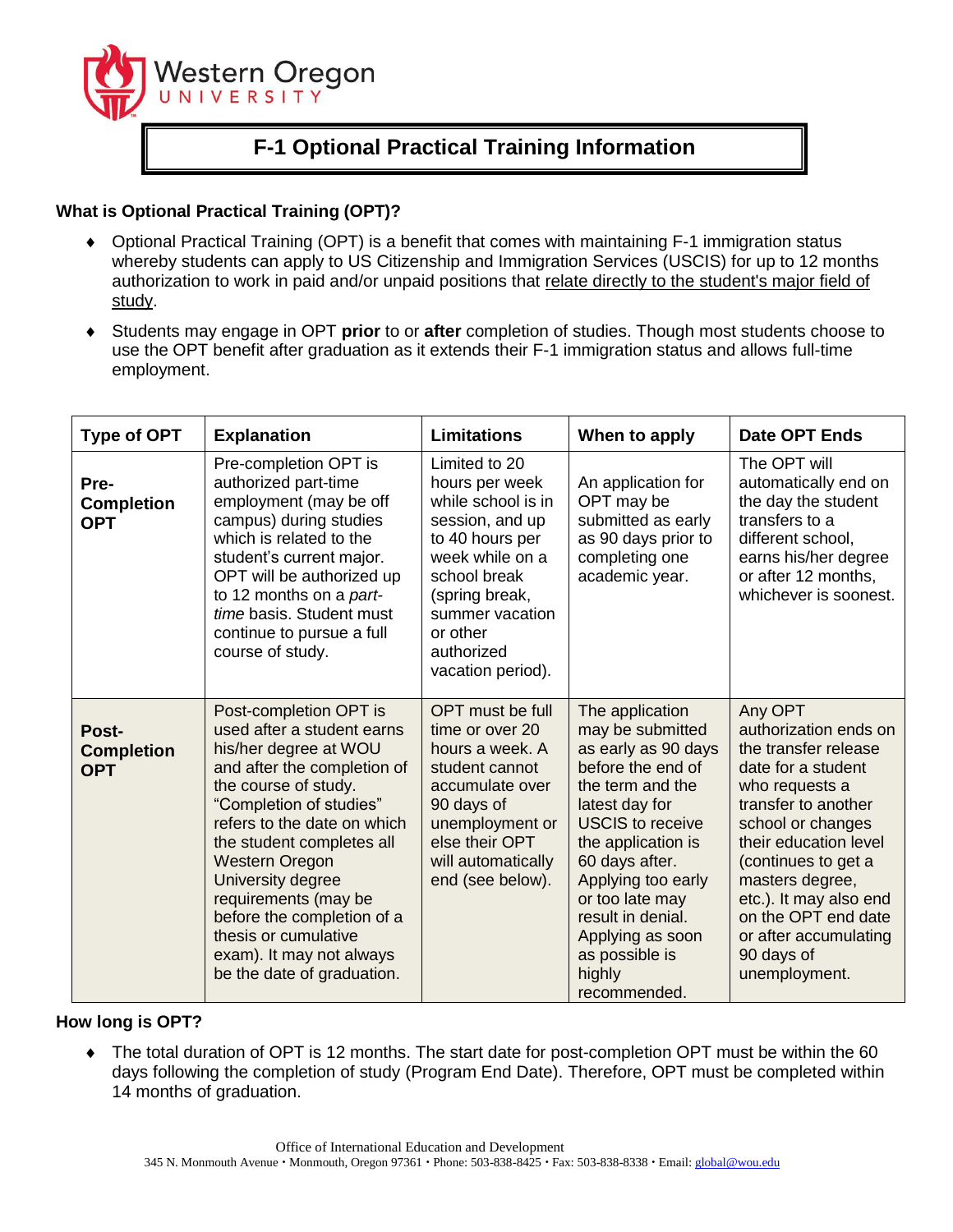Western Oregon University

# F-1 Optional Practical Training Information

## What is Optional Practical Training (OPT)?

- Optional Practical Training (OPT) is a benefit that comes with maintaining F-1 immigration status whereby students can apply to US Citizenship and Immigration Services (USCIS) for up to 12 months authorization to work in paid and/or unpaid positions that relate directly to the student's major field of study.
- Students may engage in OPT **prior** to or **after** completion of studies. Though most students choose to use the OPT benefit after graduation as it extends their F-1 immigration status and allows full-time employment.

| Type of OPT | Explanation | Limitations | When to apply | Date OPT Ends |
|---|---|---|---|---|
| **Pre-Completion OPT** | Pre-completion OPT is authorized part-time employment (may be off campus) during studies which is related to the student's current major. OPT will be authorized up to 12 months on a *part-time* basis. Student must continue to pursue a full course of study. | Limited to 20 hours per week while school is in session, and up to 40 hours per week while on a school break (spring break, summer vacation or other authorized vacation period). | An application for OPT may be submitted as early as 90 days prior to completing one academic year. | The OPT will automatically end on the day the student transfers to a different school, earns his/her degree or after 12 months, whichever is soonest. |
| **Post-Completion OPT** | Post-completion OPT is used after a student earns his/her degree at WOU and after the completion of the course of study. "Completion of studies" refers to the date on which the student completes all Western Oregon University degree requirements (may be before the completion of a thesis or cumulative exam). It may not always be the date of graduation. | OPT must be full time or over 20 hours a week. A student cannot accumulate over 90 days of unemployment or else their OPT will automatically end (see below). | The application may be submitted as early as 90 days before the end of the term and the latest day for USCIS to receive the application is 60 days after. Applying too early or too late may result in denial. Applying as soon as possible is highly recommended. | Any OPT authorization ends on the transfer release date for a student who requests a transfer to another school or changes their education level (continues to get a masters degree, etc.). It may also end on the OPT end date or after accumulating 90 days of unemployment. |

## How long is OPT?

- The total duration of OPT is 12 months. The start date for post-completion OPT must be within the 60 days following the completion of study (Program End Date). Therefore, OPT must be completed within 14 months of graduation.

Office of International Education and Development
345 N. Monmouth Avenue • Monmouth, Oregon 97361 • Phone: 503-838-8425 • Fax: 503-838-8338 • Email: global@wou.edu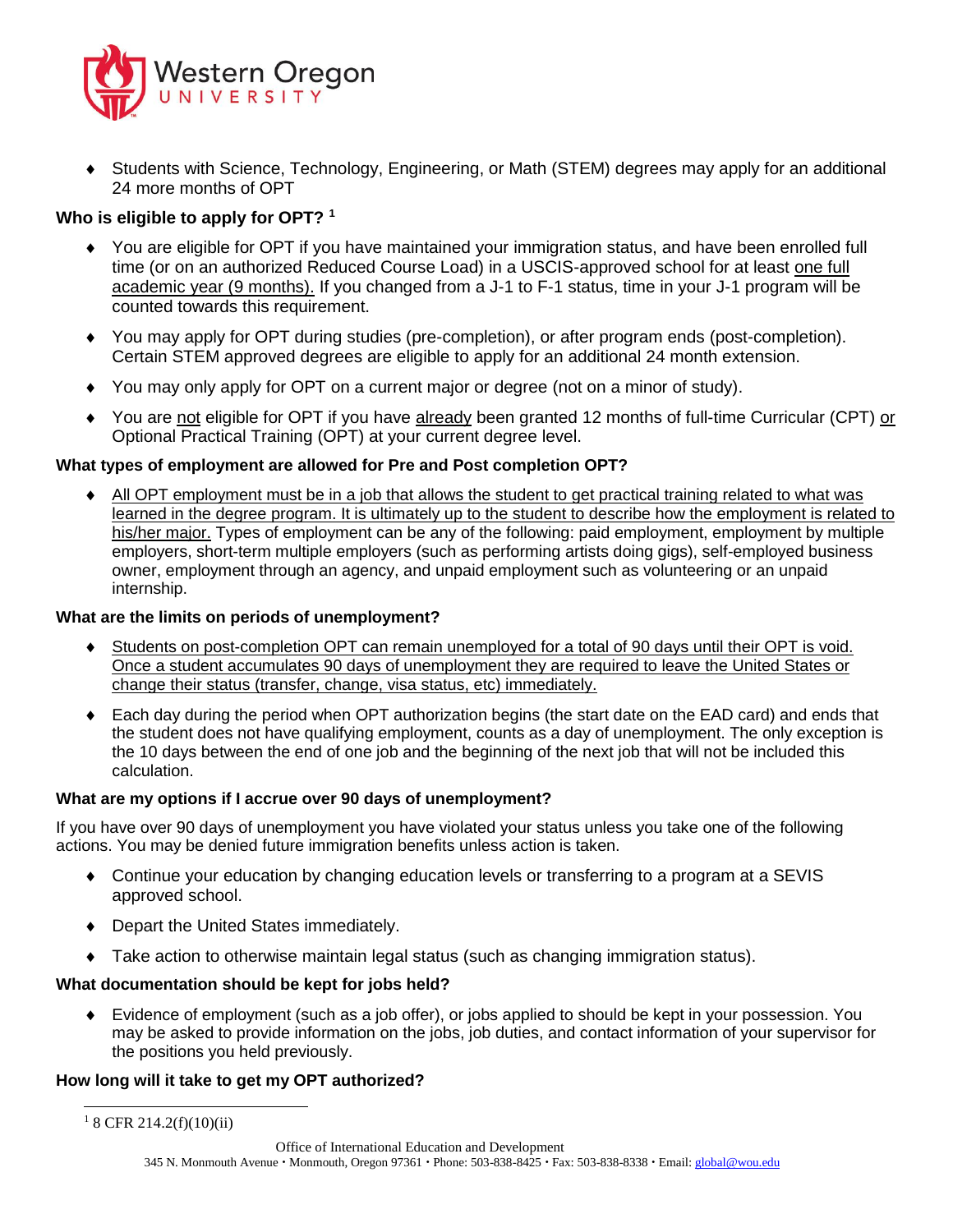- Students with Science, Technology, Engineering, or Math (STEM) degrees may apply for an additional 24 more months of OPT

**Who is eligible to apply for OPT? [1]**

- You are eligible for OPT if you have maintained your immigration status, and have been enrolled full time (or on an authorized Reduced Course Load) in a USCIS-approved school for at least one full academic year (9 months). If you changed from a J-1 to F-1 status, time in your J-1 program will be counted towards this requirement.
- You may apply for OPT during studies (pre-completion), or after program ends (post-completion). Certain STEM approved degrees are eligible to apply for an additional 24 month extension.
- You may only apply for OPT on a current major or degree (not on a minor of study).
- You are not eligible for OPT if you have already been granted 12 months of full-time Curricular (CPT) or Optional Practical Training (OPT) at your current degree level.

**What types of employment are allowed for Pre and Post completion OPT?**

- All OPT employment must be in a job that allows the student to get practical training related to what was learned in the degree program. It is ultimately up to the student to describe how the employment is related to his/her major. Types of employment can be any of the following: paid employment, employment by multiple employers, short-term multiple employers (such as performing artists doing gigs), self-employed business owner, employment through an agency, and unpaid employment such as volunteering or an unpaid internship.

**What are the limits on periods of unemployment?**

- Students on post-completion OPT can remain unemployed for a total of 90 days until their OPT is void. Once a student accumulates 90 days of unemployment they are required to leave the United States or change their status (transfer, change, visa status, etc) immediately.
- Each day during the period when OPT authorization begins (the start date on the EAD card) and ends that the student does not have qualifying employment, counts as a day of unemployment. The only exception is the 10 days between the end of one job and the beginning of the next job that will not be included this calculation.

**What are my options if I accrue over 90 days of unemployment?**

If you have over 90 days of unemployment you have violated your status unless you take one of the following actions. You may be denied future immigration benefits unless action is taken.

- Continue your education by changing education levels or transferring to a program at a SEVIS approved school.
- Depart the United States immediately.
- Take action to otherwise maintain legal status (such as changing immigration status).

**What documentation should be kept for jobs held?**

- Evidence of employment (such as a job offer), or jobs applied to should be kept in your possession. You may be asked to provide information on the jobs, job duties, and contact information of your supervisor for the positions you held previously.

**How long will it take to get my OPT authorized?**

[1] 8 CFR 214.2(f)(10)(ii)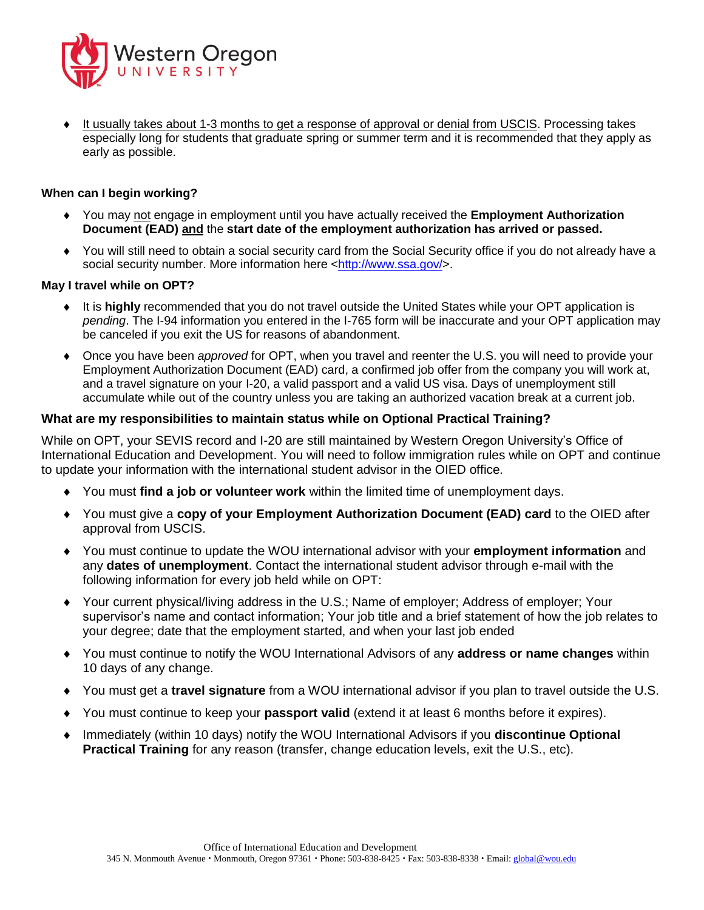- It usually takes about 1-3 months to get a response of approval or denial from USCIS. Processing takes especially long for students that graduate spring or summer term and it is recommended that they apply as early as possible.

**When can I begin working?**

- You may not engage in employment until you have actually received the **Employment Authorization Document (EAD)** **and** the **start date of the employment authorization has arrived or passed.**
- You will still need to obtain a social security card from the Social Security office if you do not already have a social security number. More information here <http://www.ssa.gov/>.

**May I travel while on OPT?**

- It is **highly** recommended that you do not travel outside the United States while your OPT application is *pending*. The I-94 information you entered in the I-765 form will be inaccurate and your OPT application may be canceled if you exit the US for reasons of abandonment.
- Once you have been *approved* for OPT, when you travel and reenter the U.S. you will need to provide your Employment Authorization Document (EAD) card, a confirmed job offer from the company you will work at, and a travel signature on your I-20, a valid passport and a valid US visa. Days of unemployment still accumulate while out of the country unless you are taking an authorized vacation break at a current job.

**What are my responsibilities to maintain status while on Optional Practical Training?**

While on OPT, your SEVIS record and I-20 are still maintained by Western Oregon University's Office of International Education and Development. You will need to follow immigration rules while on OPT and continue to update your information with the international student advisor in the OIED office.

- You must **find a job or volunteer work** within the limited time of unemployment days.
- You must give a **copy of your Employment Authorization Document (EAD) card** to the OIED after approval from USCIS.
- You must continue to update the WOU international advisor with your **employment information** and any **dates of unemployment**. Contact the international student advisor through e-mail with the following information for every job held while on OPT:
- Your current physical/living address in the U.S.; Name of employer; Address of employer; Your supervisor's name and contact information; Your job title and a brief statement of how the job relates to your degree; date that the employment started, and when your last job ended
- You must continue to notify the WOU International Advisors of any **address or name changes** within 10 days of any change.
- You must get a **travel signature** from a WOU international advisor if you plan to travel outside the U.S.
- You must continue to keep your **passport valid** (extend it at least 6 months before it expires).
- Immediately (within 10 days) notify the WOU International Advisors if you **discontinue Optional Practical Training** for any reason (transfer, change education levels, exit the U.S., etc).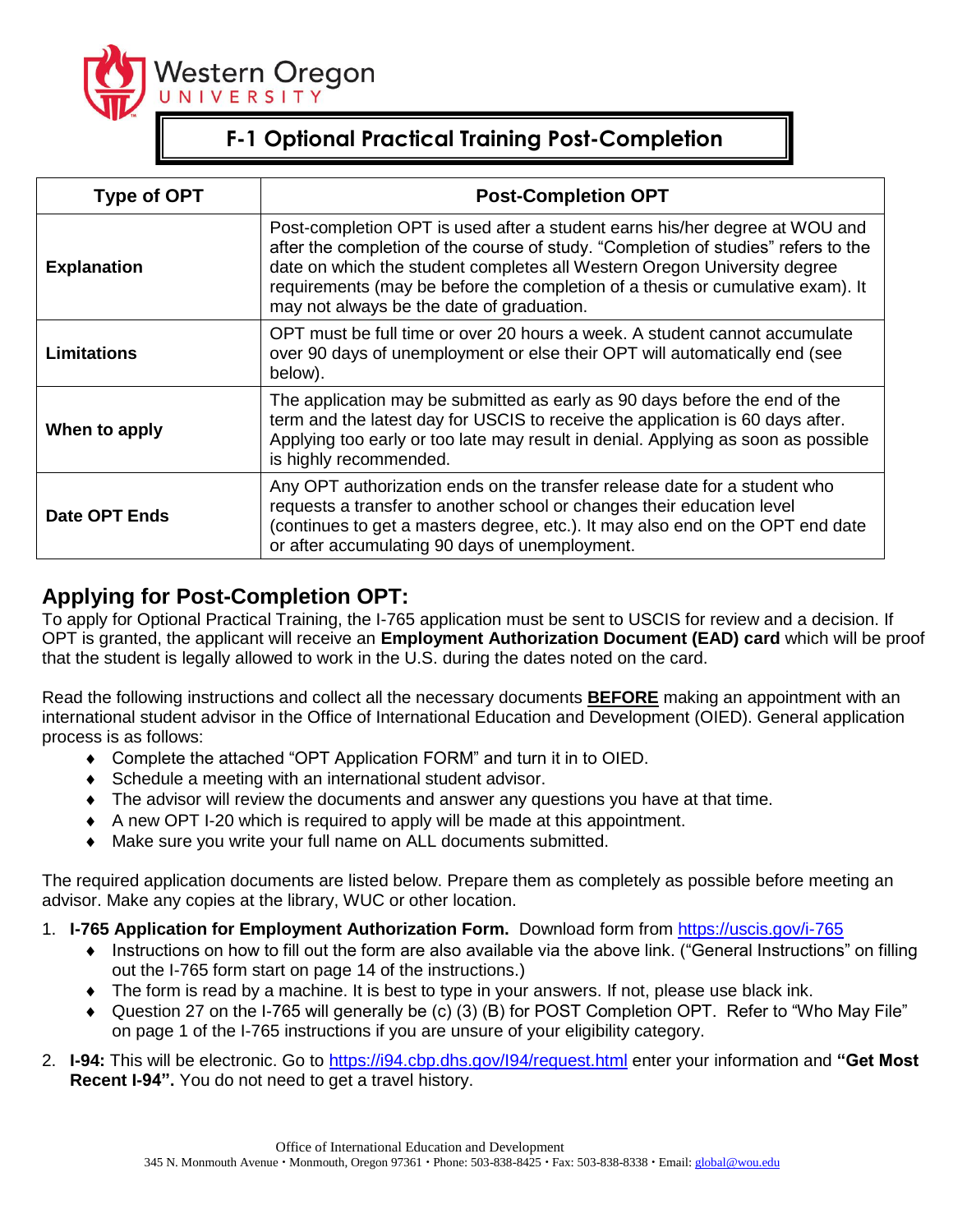Western Oregon University

# F-1 Optional Practical Training Post-Completion

| Type of OPT | Post-Completion OPT |
| --- | --- |
| **Explanation** | Post-completion OPT is used after a student earns his/her degree at WOU and after the completion of the course of study. "Completion of studies" refers to the date on which the student completes all Western Oregon University degree requirements (may be before the completion of a thesis or cumulative exam). It may not always be the date of graduation. |
| **Limitations** | OPT must be full time or over 20 hours a week. A student cannot accumulate over 90 days of unemployment or else their OPT will automatically end (see below). |
| **When to apply** | The application may be submitted as early as 90 days before the end of the term and the latest day for USCIS to receive the application is 60 days after. Applying too early or too late may result in denial. Applying as soon as possible is highly recommended. |
| **Date OPT Ends** | Any OPT authorization ends on the transfer release date for a student who requests a transfer to another school or changes their education level (continues to get a masters degree, etc.). It may also end on the OPT end date or after accumulating 90 days of unemployment. |

## Applying for Post-Completion OPT:

To apply for Optional Practical Training, the I-765 application must be sent to USCIS for review and a decision. If OPT is granted, the applicant will receive an **Employment Authorization Document (EAD) card** which will be proof that the student is legally allowed to work in the U.S. during the dates noted on the card.

Read the following instructions and collect all the necessary documents **BEFORE** making an appointment with an international student advisor in the Office of International Education and Development (OIED). General application process is as follows:

- Complete the attached "OPT Application FORM" and turn it in to OIED.
- Schedule a meeting with an international student advisor.
- The advisor will review the documents and answer any questions you have at that time.
- A new OPT I-20 which is required to apply will be made at this appointment.
- Make sure you write your full name on ALL documents submitted.

The required application documents are listed below. Prepare them as completely as possible before meeting an advisor. Make any copies at the library, WUC or other location.

1. **I-765 Application for Employment Authorization Form.** Download form from https://uscis.gov/i-765
   - Instructions on how to fill out the form are also available via the above link. ("General Instructions" on filling out the I-765 form start on page 14 of the instructions.)
   - The form is read by a machine. It is best to type in your answers. If not, please use black ink.
   - Question 27 on the I-765 will generally be (c) (3) (B) for POST Completion OPT. Refer to "Who May File" on page 1 of the I-765 instructions if you are unsure of your eligibility category.
2. **I-94:** This will be electronic. Go to https://i94.cbp.dhs.gov/I94/request.html enter your information and **"Get Most Recent I-94".** You do not need to get a travel history.

Office of International Education and Development
345 N. Monmouth Avenue • Monmouth, Oregon 97361 • Phone: 503-838-8425 • Fax: 503-838-8338 • Email: global@wou.edu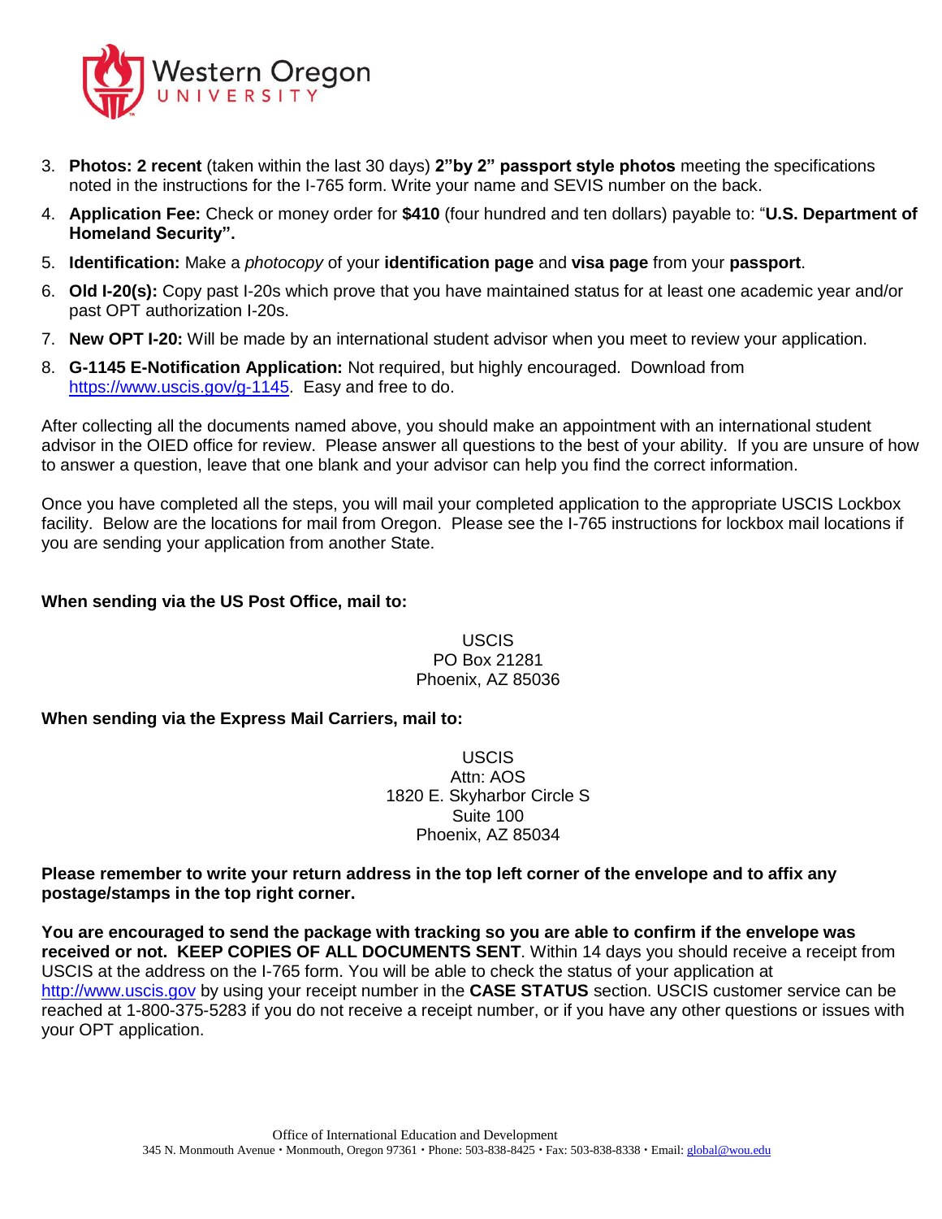3. **Photos: 2 recent** (taken within the last 30 days) **2"by 2" passport style photos** meeting the specifications noted in the instructions for the I-765 form. Write your name and SEVIS number on the back.
4. **Application Fee:** Check or money order for **$410** (four hundred and ten dollars) payable to: "**U.S. Department of Homeland Security".**
5. **Identification:** Make a *photocopy* of your **identification page** and **visa page** from your **passport**.
6. **Old I-20(s):** Copy past I-20s which prove that you have maintained status for at least one academic year and/or past OPT authorization I-20s.
7. **New OPT I-20:** Will be made by an international student advisor when you meet to review your application.
8. **G-1145 E-Notification Application:** Not required, but highly encouraged. Download from https://www.uscis.gov/g-1145. Easy and free to do.

After collecting all the documents named above, you should make an appointment with an international student advisor in the OIED office for review. Please answer all questions to the best of your ability. If you are unsure of how to answer a question, leave that one blank and your advisor can help you find the correct information.

Once you have completed all the steps, you will mail your completed application to the appropriate USCIS Lockbox facility. Below are the locations for mail from Oregon. Please see the I-765 instructions for lockbox mail locations if you are sending your application from another State.

**When sending via the US Post Office, mail to:**

USCIS
PO Box 21281
Phoenix, AZ 85036

**When sending via the Express Mail Carriers, mail to:**

USCIS
Attn: AOS
1820 E. Skyharbor Circle S
Suite 100
Phoenix, AZ 85034

**Please remember to write your return address in the top left corner of the envelope and to affix any postage/stamps in the top right corner.**

**You are encouraged to send the package with tracking so you are able to confirm if the envelope was received or not. KEEP COPIES OF ALL DOCUMENTS SENT**. Within 14 days you should receive a receipt from USCIS at the address on the I-765 form. You will be able to check the status of your application at http://www.uscis.gov by using your receipt number in the **CASE STATUS** section. USCIS customer service can be reached at 1-800-375-5283 if you do not receive a receipt number, or if you have any other questions or issues with your OPT application.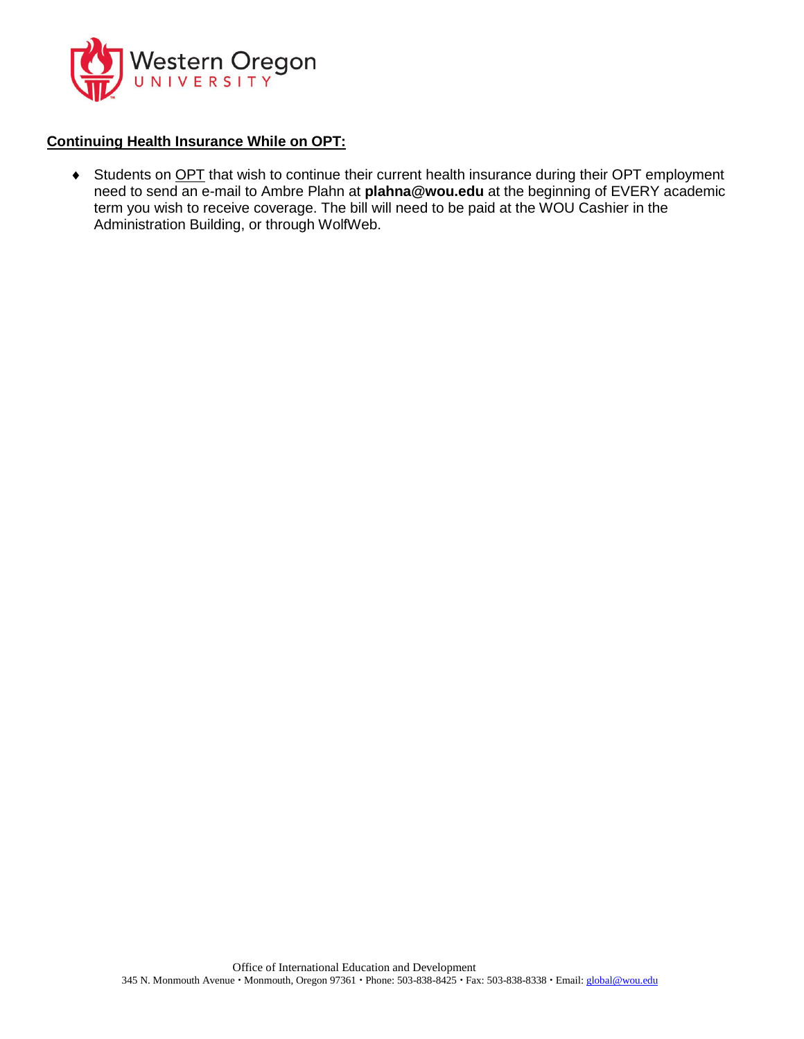**Continuing Health Insurance While on OPT:**

- Students on OPT that wish to continue their current health insurance during their OPT employment need to send an e-mail to Ambre Plahn at **plahna@wou.edu** at the beginning of EVERY academic term you wish to receive coverage. The bill will need to be paid at the WOU Cashier in the Administration Building, or through WolfWeb.